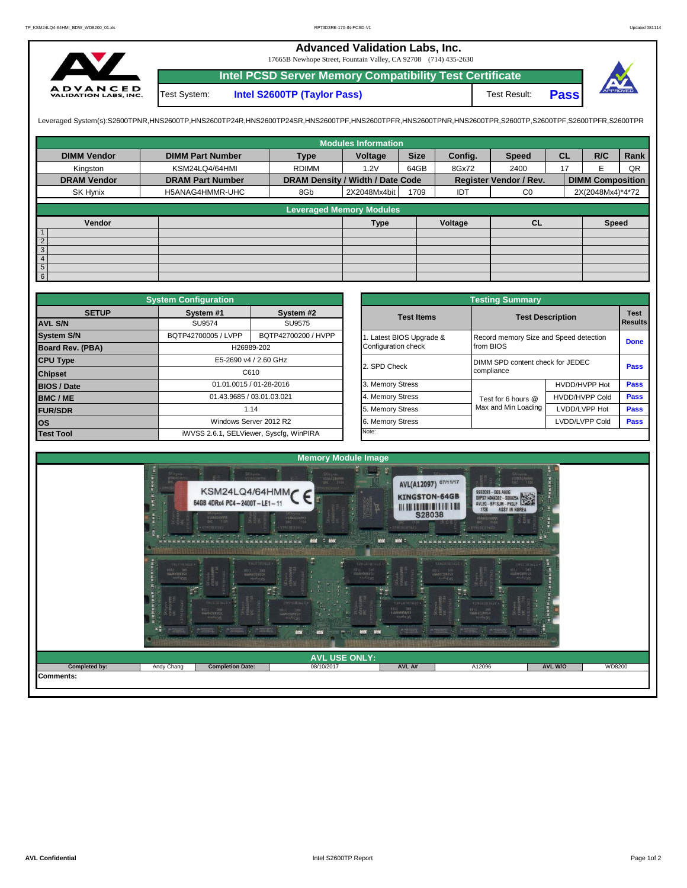# Advanced Validation Labs, Inc.

17665B Newhope Street, Fountain Valley, CA 92708 (714) 435-2630

## Intel PCSD Server Memory Compatibility Test Certificate

| Test System: | Intel S2600TP (Taylor Pass) | Test Result: | Pass |
|---|---|---|---|

Leveraged System(s):S2600TPNR,HNS2600TP,HNS2600TP24R,HNS2600TP24SR,HNS2600TPF,HNS2600TPFR,HNS2600TPNR,HNS2600TPR,S2600TP,S2600TPF,S2600TPFR,S2600TPR

## Modules Information

| DIMM Vendor | DIMM Part Number | Type | Voltage | Size | Config. | Speed | CL | R/C | Rank |
|---|---|---|---|---|---|---|---|---|---|
| Kingston | KSM24LQ4/64HMI | RDIMM | 1.2V | 64GB | 8Gx72 | 2400 | 17 | E | QR |
| **DRAM Vendor** | **DRAM Part Number** | **DRAM Density / Width / Date Code** | | | **Register Vendor / Rev.** | | **DIMM Composition** | | |
| SK Hynix | H5ANAG4HMMR-UHC | 8Gb | 2X2048Mx4bit | 1709 | IDT | C0 | 2X(2048Mx4)*4*72 | | |

## Leveraged Memory Modules

| | Vendor | | Type | Voltage | CL | Speed |
|---|---|---|---|---|---|---|
| 1 | | | | | | |
| 2 | | | | | | |
| 3 | | | | | | |
| 4 | | | | | | |
| 5 | | | | | | |
| 6 | | | | | | |

## System Configuration

| SETUP | System #1 | System #2 |
|---|---|---|
| **AVL S/N** | SU9574 | SU9575 |
| **System S/N** | BQTP42700005 / LVPP | BQTP42700200 / HVPP |
| **Board Rev. (PBA)** | H26989-202 | |
| **CPU Type** | E5-2690 v4 / 2.60 GHz | |
| **Chipset** | C610 | |
| **BIOS / Date** | 01.01.0015 / 01-28-2016 | |
| **BMC / ME** | 01.43.9685 / 03.01.03.021 | |
| **FUR/SDR** | 1.14 | |
| **OS** | Windows Server 2012 R2 | |
| **Test Tool** | iWVSS 2.6.1, SELViewer, Syscfg, WinPIRA | |

## Testing Summary

| Test Items | Test Description | | Test Results |
|---|---|---|---|
| 1. Latest BIOS Upgrade & Configuration check | Record memory Size and Speed detection from BIOS | | Done |
| 2. SPD Check | DIMM SPD content check for JEDEC compliance | | Pass |
| 3. Memory Stress | Test for 6 hours @ Max and Min Loading | HVDD/HVPP Hot | Pass |
| 4. Memory Stress | | HVDD/HVPP Cold | Pass |
| 5. Memory Stress | | LVDD/LVPP Hot | Pass |
| 6. Memory Stress | | LVDD/LVPP Cold | Pass |
| Note: | | | |

## Memory Module Image

## AVL USE ONLY:

| Completed by: | Andy Chang | Completion Date: | 08/10/2017 | AVL A# | A12096 | AVL W/O | WD8200 |
|---|---|---|---|---|---|---|---|

**Comments:**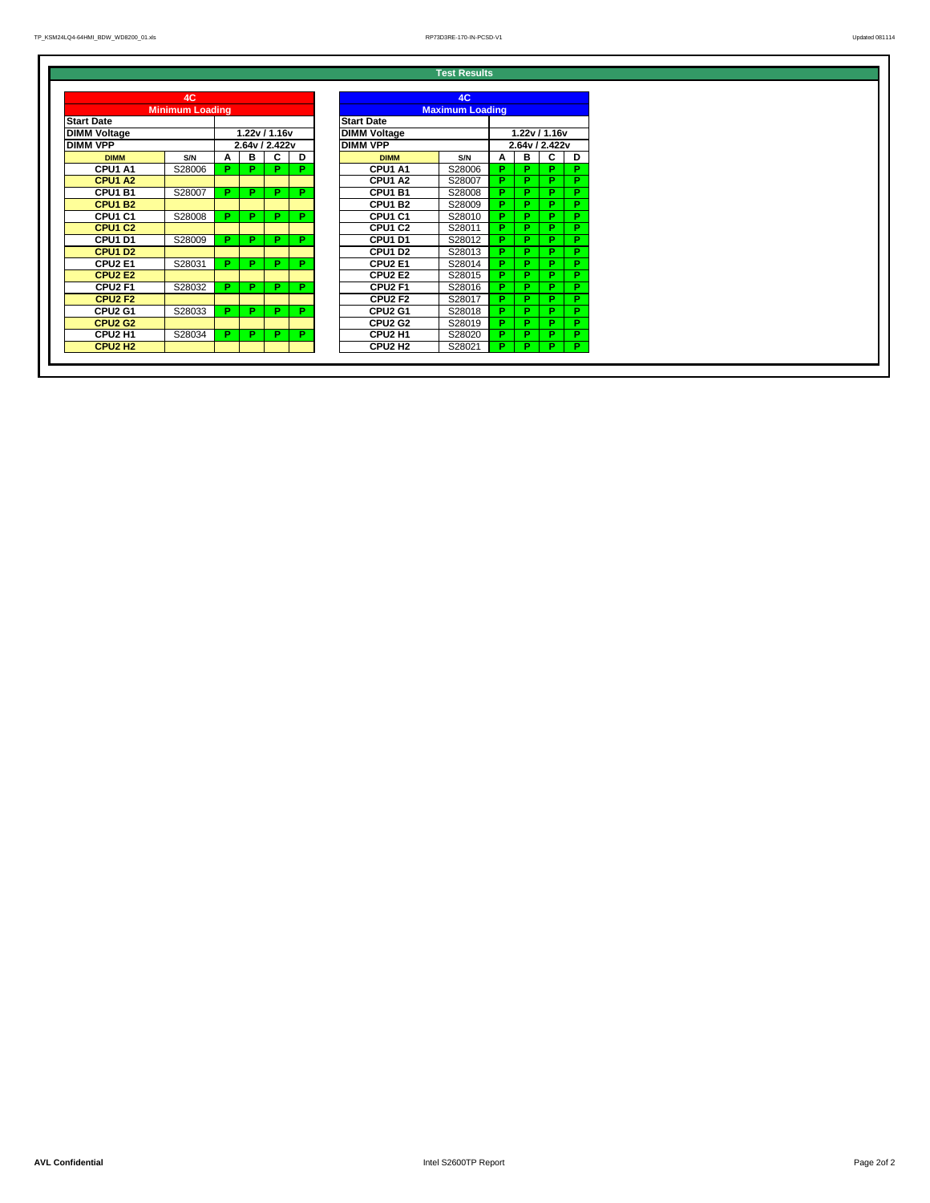## Test Results

| 4C Minimum Loading | | | | | |
|---|---|---|---|---|---|
| **Start Date** | | | | | |
| **DIMM Voltage** | | 1.22v / 1.16v | | | |
| **DIMM VPP** | | 2.64v / 2.422v | | | |
| **DIMM** | **S/N** | **A** | **B** | **C** | **D** |
| **CPU1 A1** | S28006 | P | P | P | P |
| **CPU1 A2** | | | | | |
| **CPU1 B1** | S28007 | P | P | P | P |
| **CPU1 B2** | | | | | |
| **CPU1 C1** | S28008 | P | P | P | P |
| **CPU1 C2** | | | | | |
| **CPU1 D1** | S28009 | P | P | P | P |
| **CPU1 D2** | | | | | |
| **CPU2 E1** | S28031 | P | P | P | P |
| **CPU2 E2** | | | | | |
| **CPU2 F1** | S28032 | P | P | P | P |
| **CPU2 F2** | | | | | |
| **CPU2 G1** | S28033 | P | P | P | P |
| **CPU2 G2** | | | | | |
| **CPU2 H1** | S28034 | P | P | P | P |
| **CPU2 H2** | | | | | |

| 4C Maximum Loading | | | | | |
|---|---|---|---|---|---|
| **Start Date** | | | | | |
| **DIMM Voltage** | | 1.22v / 1.16v | | | |
| **DIMM VPP** | | 2.64v / 2.422v | | | |
| **DIMM** | **S/N** | **A** | **B** | **C** | **D** |
| **CPU1 A1** | S28006 | P | P | P | P |
| **CPU1 A2** | S28007 | P | P | P | P |
| **CPU1 B1** | S28008 | P | P | P | P |
| **CPU1 B2** | S28009 | P | P | P | P |
| **CPU1 C1** | S28010 | P | P | P | P |
| **CPU1 C2** | S28011 | P | P | P | P |
| **CPU1 D1** | S28012 | P | P | P | P |
| **CPU1 D2** | S28013 | P | P | P | P |
| **CPU2 E1** | S28014 | P | P | P | P |
| **CPU2 E2** | S28015 | P | P | P | P |
| **CPU2 F1** | S28016 | P | P | P | P |
| **CPU2 F2** | S28017 | P | P | P | P |
| **CPU2 G1** | S28018 | P | P | P | P |
| **CPU2 G2** | S28019 | P | P | P | P |
| **CPU2 H1** | S28020 | P | P | P | P |
| **CPU2 H2** | S28021 | P | P | P | P |